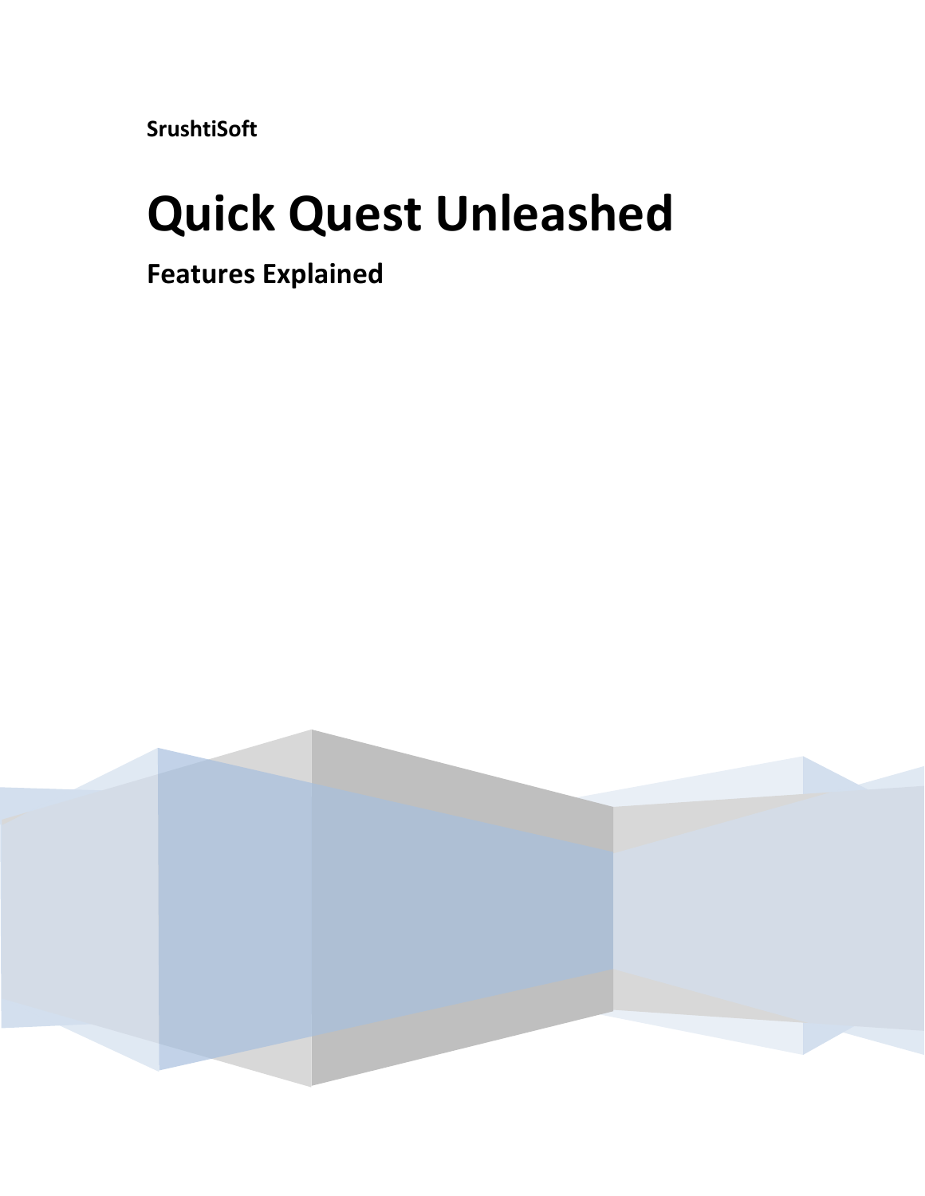**SrushtiSoft**

# Quick Quest Unleashed

## Features Explained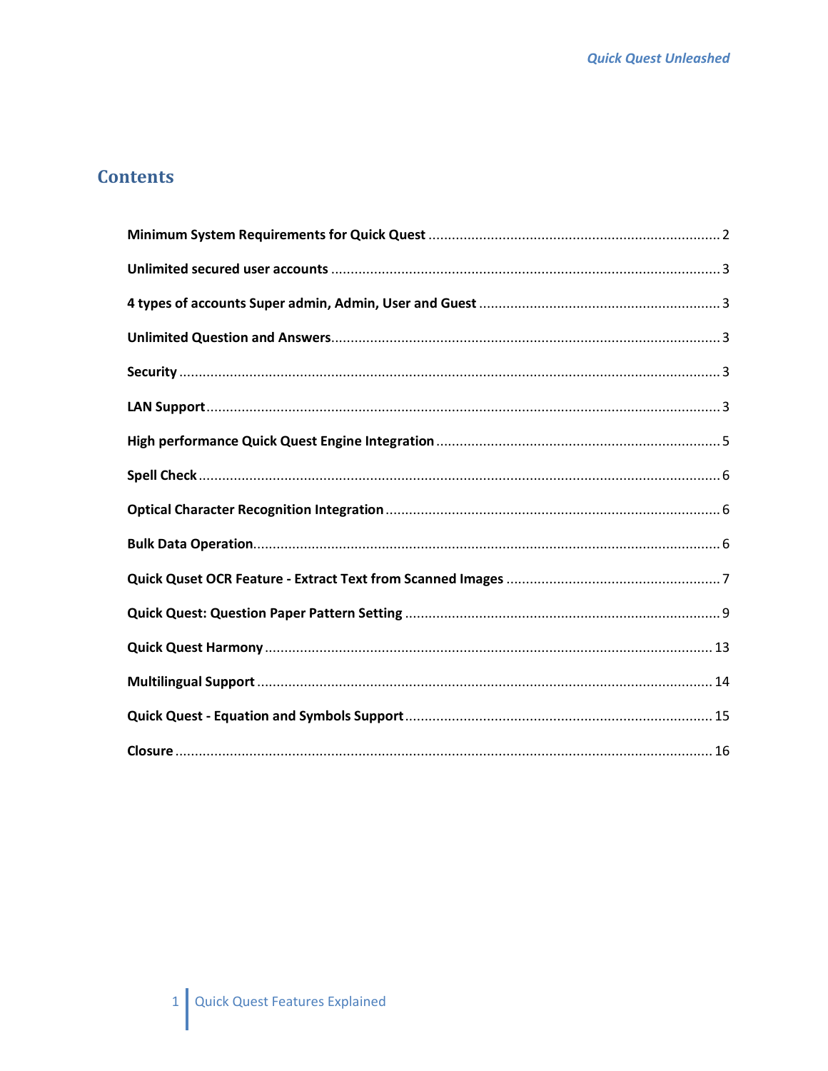# Contents

**Minimum System Requirements for Quick Quest** ........................................ 2

**Unlimited secured user accounts** ........................................ 3

**4 types of accounts Super admin, Admin, User and Guest** ........................................ 3

**Unlimited Question and Answers** ........................................ 3

**Security** ........................................ 3

**LAN Support** ........................................ 3

**High performance Quick Quest Engine Integration** ........................................ 5

**Spell Check** ........................................ 6

**Optical Character Recognition Integration** ........................................ 6

**Bulk Data Operation** ........................................ 6

**Quick Quset OCR Feature - Extract Text from Scanned Images** ........................................ 7

**Quick Quest: Question Paper Pattern Setting** ........................................ 9

**Quick Quest Harmony** ........................................ 13

**Multilingual Support** ........................................ 14

**Quick Quest - Equation and Symbols Support** ........................................ 15

**Closure** ........................................ 16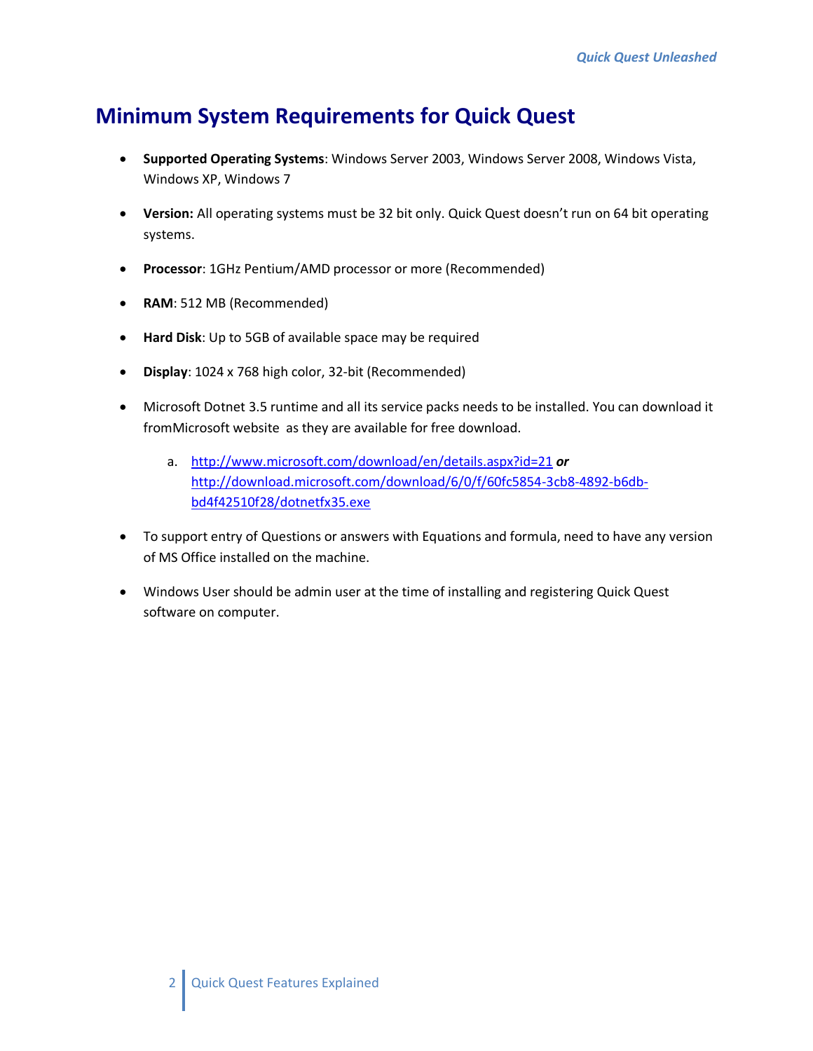# Minimum System Requirements for Quick Quest

- **Supported Operating Systems**: Windows Server 2003, Windows Server 2008, Windows Vista, Windows XP, Windows 7
- **Version:** All operating systems must be 32 bit only. Quick Quest doesn't run on 64 bit operating systems.
- **Processor**: 1GHz Pentium/AMD processor or more (Recommended)
- **RAM**: 512 MB (Recommended)
- **Hard Disk**: Up to 5GB of available space may be required
- **Display**: 1024 x 768 high color, 32-bit (Recommended)
- Microsoft Dotnet 3.5 runtime and all its service packs needs to be installed. You can download it fromMicrosoft website as they are available for free download.
    a. http://www.microsoft.com/download/en/details.aspx?id=21 ***or*** http://download.microsoft.com/download/6/0/f/60fc5854-3cb8-4892-b6db-bd4f42510f28/dotnetfx35.exe
- To support entry of Questions or answers with Equations and formula, need to have any version of MS Office installed on the machine.
- Windows User should be admin user at the time of installing and registering Quick Quest software on computer.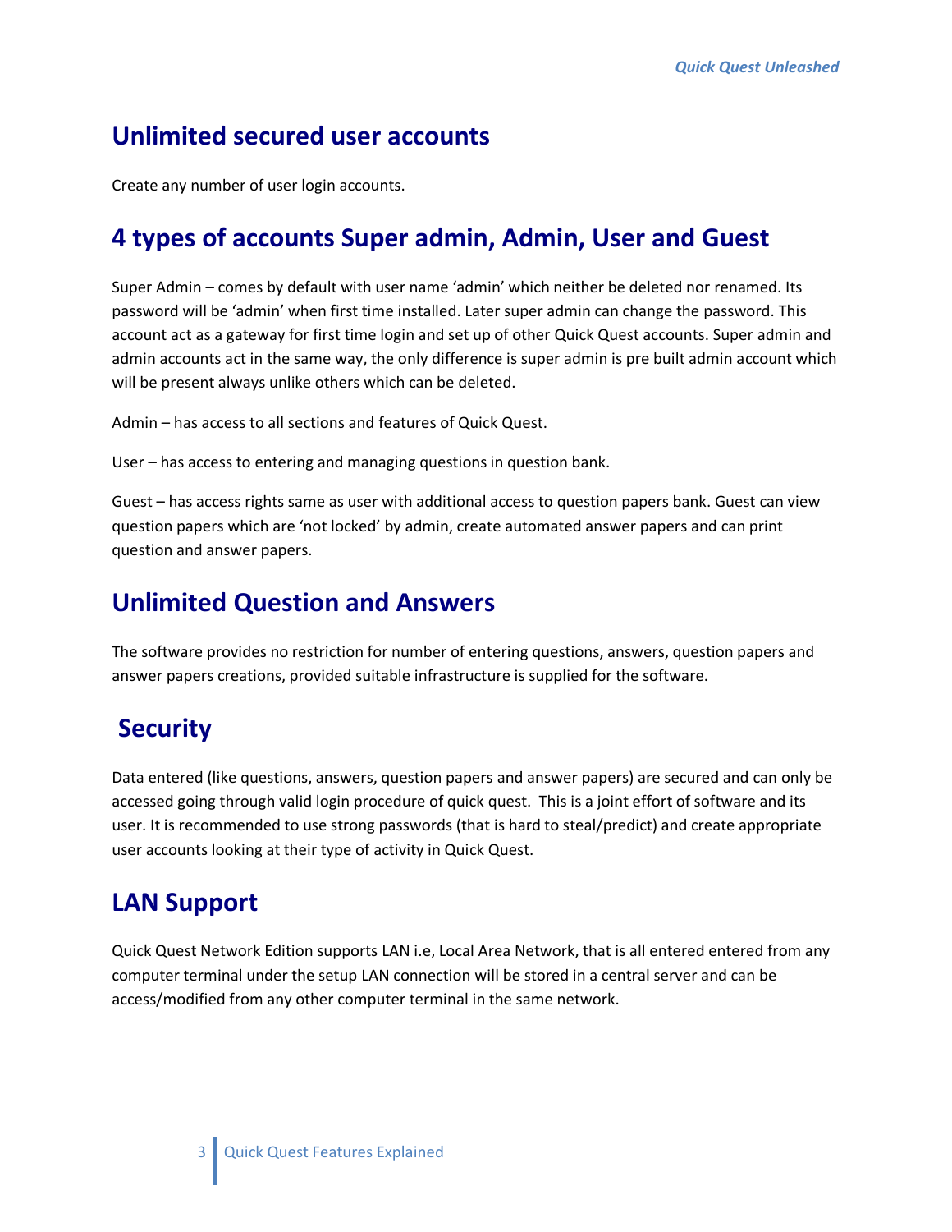## Unlimited secured user accounts

Create any number of user login accounts.

## 4 types of accounts Super admin, Admin, User and Guest

Super Admin – comes by default with user name 'admin' which neither be deleted nor renamed. Its password will be 'admin' when first time installed. Later super admin can change the password. This account act as a gateway for first time login and set up of other Quick Quest accounts. Super admin and admin accounts act in the same way, the only difference is super admin is pre built admin account which will be present always unlike others which can be deleted.

Admin – has access to all sections and features of Quick Quest.

User – has access to entering and managing questions in question bank.

Guest – has access rights same as user with additional access to question papers bank. Guest can view question papers which are 'not locked' by admin, create automated answer papers and can print question and answer papers.

## Unlimited Question and Answers

The software provides no restriction for number of entering questions, answers, question papers and answer papers creations, provided suitable infrastructure is supplied for the software.

## Security

Data entered (like questions, answers, question papers and answer papers) are secured and can only be accessed going through valid login procedure of quick quest. This is a joint effort of software and its user. It is recommended to use strong passwords (that is hard to steal/predict) and create appropriate user accounts looking at their type of activity in Quick Quest.

## LAN Support

Quick Quest Network Edition supports LAN i.e, Local Area Network, that is all entered entered from any computer terminal under the setup LAN connection will be stored in a central server and can be access/modified from any other computer terminal in the same network.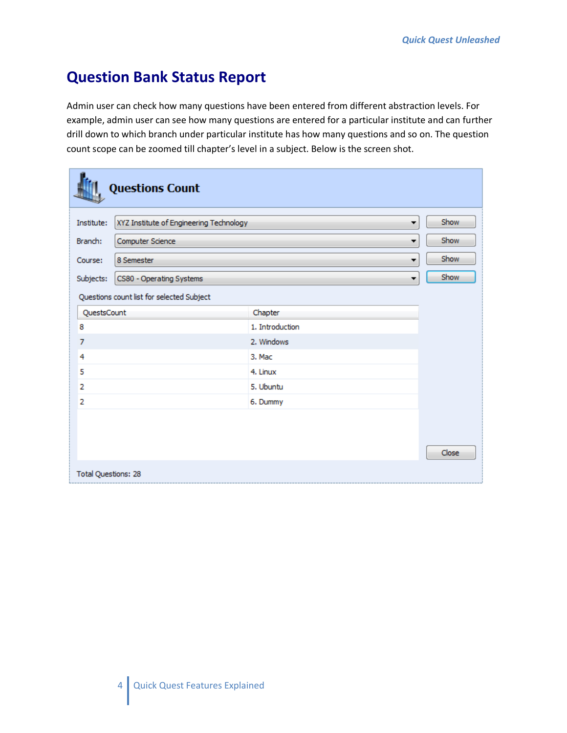# Question Bank Status Report

Admin user can check how many questions have been entered from different abstraction levels. For example, admin user can see how many questions are entered for a particular institute and can further drill down to which branch under particular institute has how many questions and so on. The question count scope can be zoomed till chapter's level in a subject. Below is the screen shot.

**Questions Count**

Institute: XYZ Institute of Engineering Technology [Show]

Branch: Computer Science [Show]

Course: 8 Semester [Show]

Subjects: CS80 - Operating Systems [Show]

Questions count list for selected Subject

| QuestsCount | Chapter |
|---|---|
| 8 | 1. Introduction |
| 7 | 2. Windows |
| 4 | 3. Mac |
| 5 | 4. Linux |
| 2 | 5. Ubuntu |
| 2 | 6. Dummy |

[Close]

Total Questions: 28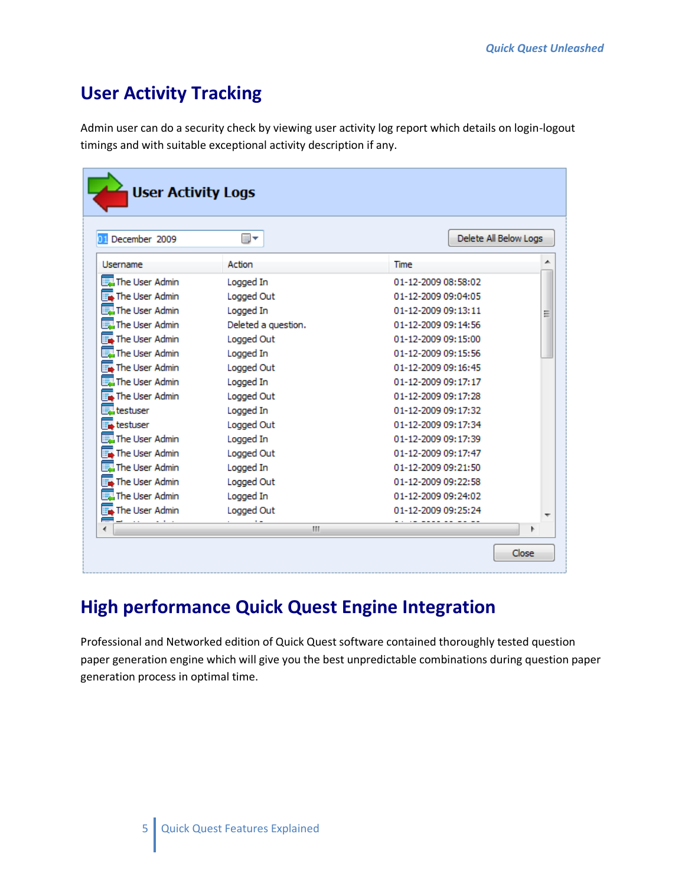# User Activity Tracking

Admin user can do a security check by viewing user activity log report which details on login-logout timings and with suitable exceptional activity description if any.

**User Activity Logs**

01 December 2009 | Delete All Below Logs

| Username | Action | Time |
|---|---|---|
| The User Admin | Logged In | 01-12-2009 08:58:02 |
| The User Admin | Logged Out | 01-12-2009 09:04:05 |
| The User Admin | Logged In | 01-12-2009 09:13:11 |
| The User Admin | Deleted a question. | 01-12-2009 09:14:56 |
| The User Admin | Logged Out | 01-12-2009 09:15:00 |
| The User Admin | Logged In | 01-12-2009 09:15:56 |
| The User Admin | Logged Out | 01-12-2009 09:16:45 |
| The User Admin | Logged In | 01-12-2009 09:17:17 |
| The User Admin | Logged Out | 01-12-2009 09:17:28 |
| testuser | Logged In | 01-12-2009 09:17:32 |
| testuser | Logged Out | 01-12-2009 09:17:34 |
| The User Admin | Logged In | 01-12-2009 09:17:39 |
| The User Admin | Logged Out | 01-12-2009 09:17:47 |
| The User Admin | Logged In | 01-12-2009 09:21:50 |
| The User Admin | Logged Out | 01-12-2009 09:22:58 |
| The User Admin | Logged In | 01-12-2009 09:24:02 |
| The User Admin | Logged Out | 01-12-2009 09:25:24 |

Close

# High performance Quick Quest Engine Integration

Professional and Networked edition of Quick Quest software contained thoroughly tested question paper generation engine which will give you the best unpredictable combinations during question paper generation process in optimal time.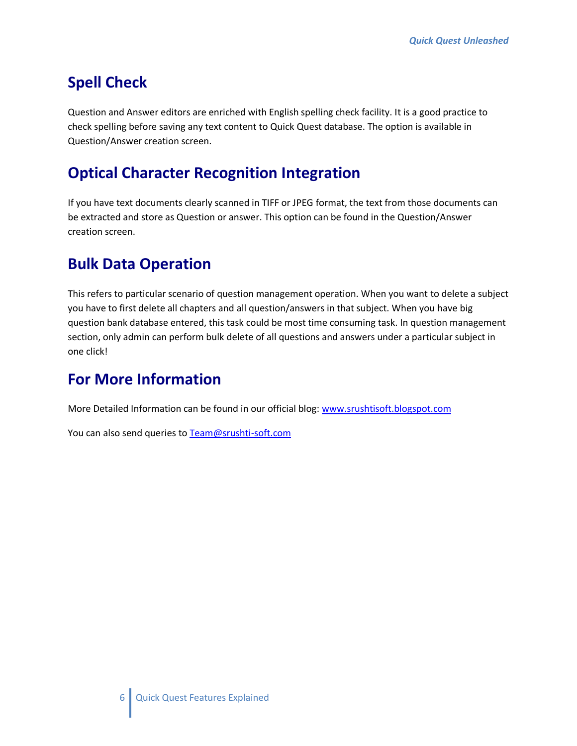## Spell Check

Question and Answer editors are enriched with English spelling check facility. It is a good practice to check spelling before saving any text content to Quick Quest database. The option is available in Question/Answer creation screen.

## Optical Character Recognition Integration

If you have text documents clearly scanned in TIFF or JPEG format, the text from those documents can be extracted and store as Question or answer. This option can be found in the Question/Answer creation screen.

## Bulk Data Operation

This refers to particular scenario of question management operation. When you want to delete a subject you have to first delete all chapters and all question/answers in that subject. When you have big question bank database entered, this task could be most time consuming task. In question management section, only admin can perform bulk delete of all questions and answers under a particular subject in one click!

## For More Information

More Detailed Information can be found in our official blog: [www.srushtisoft.blogspot.com](http://www.srushtisoft.blogspot.com)

You can also send queries to [Team@srushti-soft.com](mailto:Team@srushti-soft.com)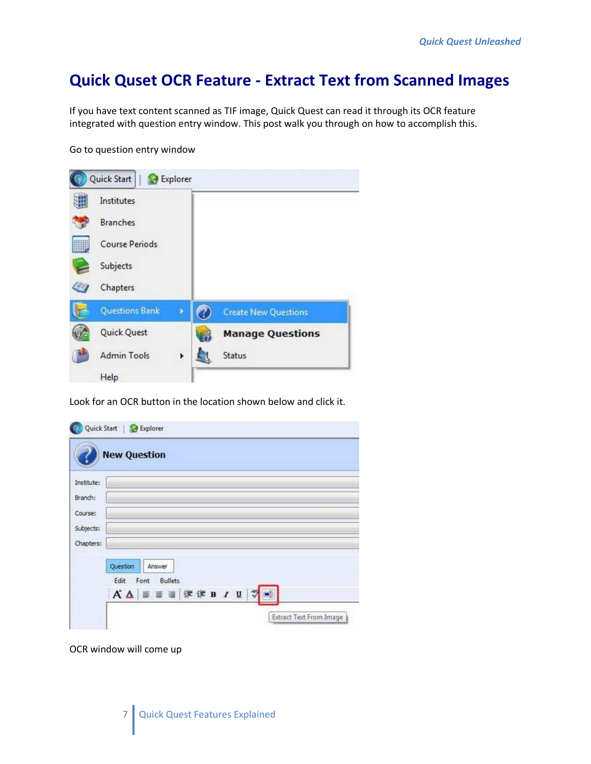# Quick Quset OCR Feature - Extract Text from Scanned Images

If you have text content scanned as TIF image, Quick Quest can read it through its OCR feature integrated with question entry window. This post walk you through on how to accomplish this.

Go to question entry window

Look for an OCR button in the location shown below and click it.

OCR window will come up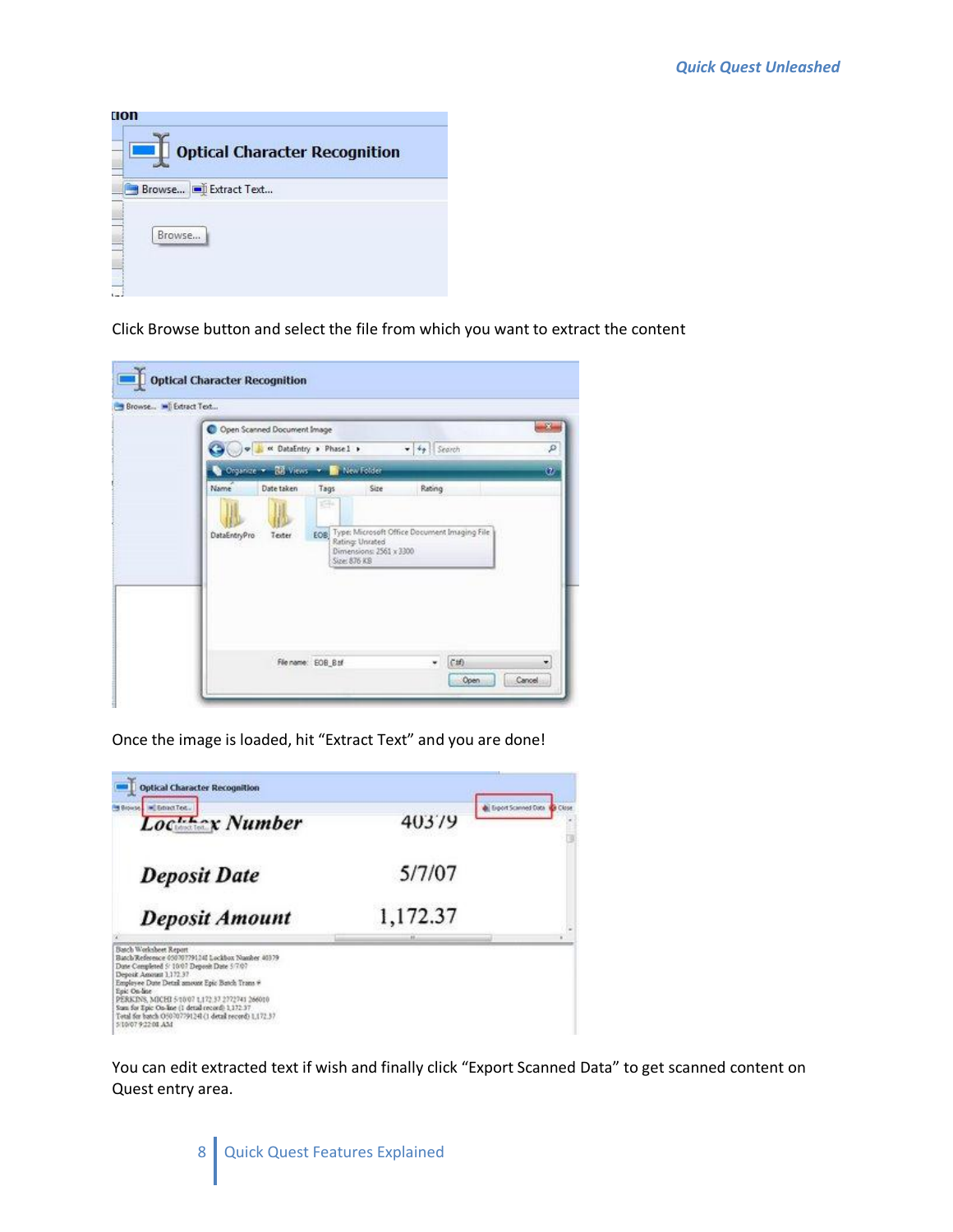Click Browse button and select the file from which you want to extract the content

Once the image is loaded, hit “Extract Text” and you are done!

You can edit extracted text if wish and finally click “Export Scanned Data” to get scanned content on Quest entry area.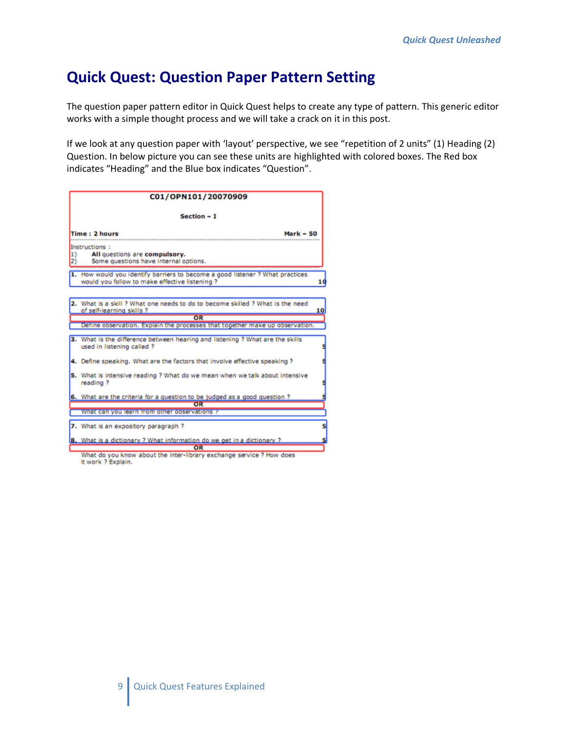# Quick Quest: Question Paper Pattern Setting

The question paper pattern editor in Quick Quest helps to create any type of pattern. This generic editor works with a simple thought process and we will take a crack on it in this post.

If we look at any question paper with 'layout' perspective, we see "repetition of 2 units" (1) Heading (2) Question. In below picture you can see these units are highlighted with colored boxes. The Red box indicates "Heading" and the Blue box indicates "Question".

**C01/OPN101/20070909**

**Section – I**

**Time : 2 hours** **Mark – 50**

Instructions :
1) **All** questions are **compulsory.**
2) Some questions have internal options.

1. How would you identify barriers to become a good listener ? What practices would you follow to make effective listening ? 10

2. What is a skill ? What one needs to do to become skilled ? What is the need of self-learning skills ? 10

**OR**

Define observation. Explain the processes that together make up observation.

3. What is the difference between hearing and listening ? What are the skills used in listening called ? 5

4. Define speaking. What are the factors that involve effective speaking ? 5

5. What is intensive reading ? What do we mean when we talk about intensive reading ? 5

6. What are the criteria for a question to be judged as a good question ? 5

**OR**

What can you learn from other observations ?

7. What is an expository paragraph ? 5

8. What is a dictionary ? What information do we get in a dictionary ? 5

**OR**

What do you know about the inter-library exchange service ? How does it work ? Explain.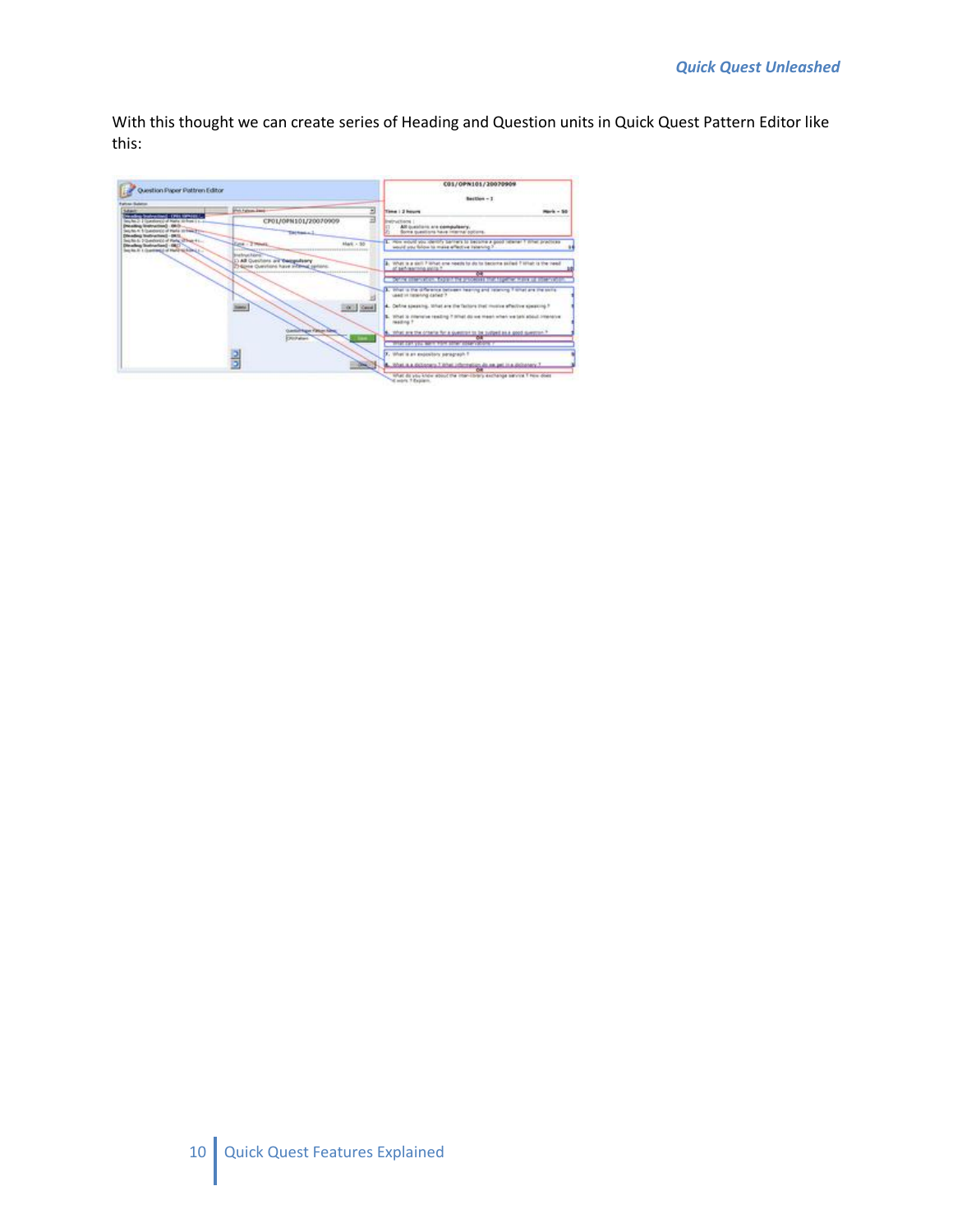With this thought we can create series of Heading and Question units in Quick Quest Pattern Editor like this: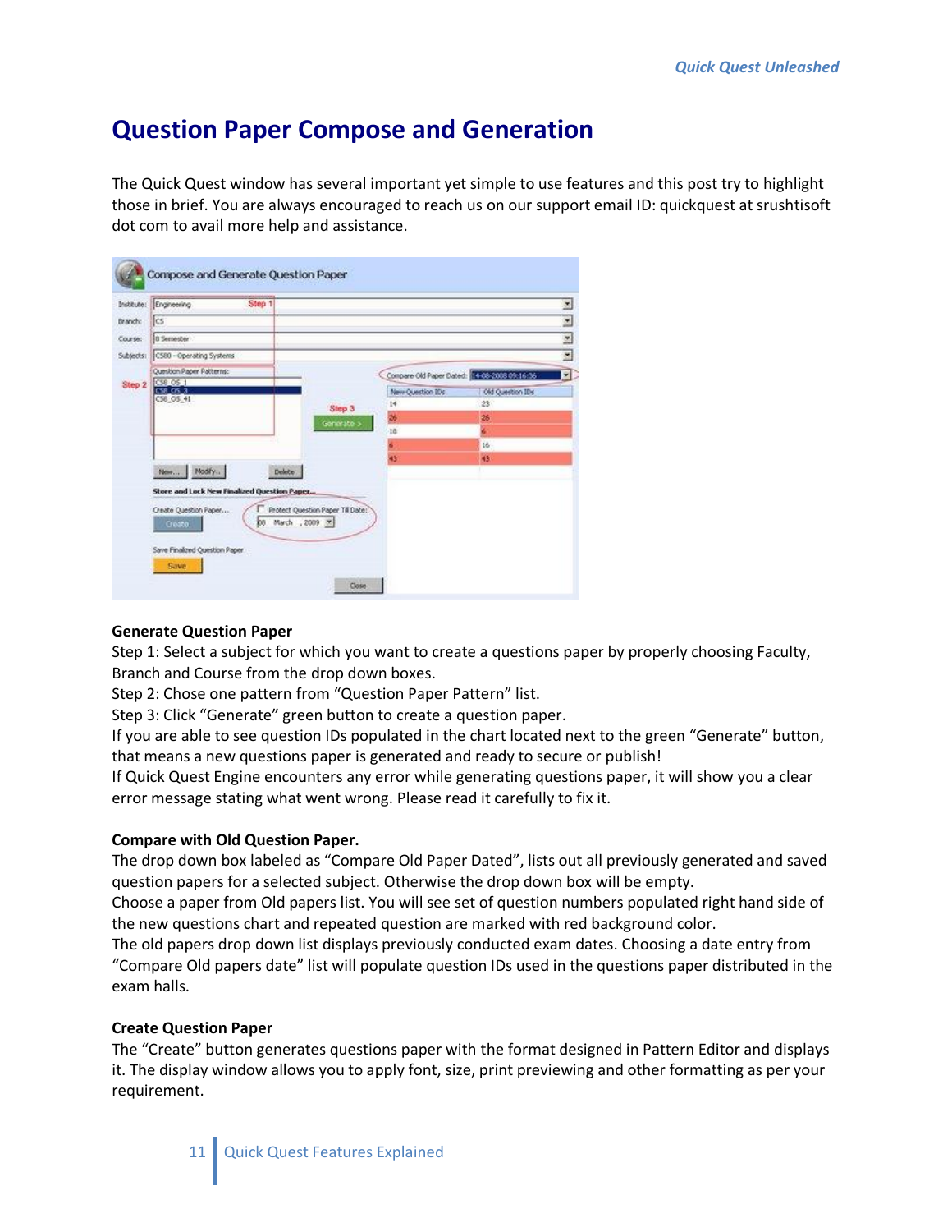# Question Paper Compose and Generation

The Quick Quest window has several important yet simple to use features and this post try to highlight those in brief. You are always encouraged to reach us on our support email ID: quickquest at srushtisoft dot com to avail more help and assistance.

**Generate Question Paper**

Step 1: Select a subject for which you want to create a questions paper by properly choosing Faculty, Branch and Course from the drop down boxes.
Step 2: Chose one pattern from "Question Paper Pattern" list.
Step 3: Click "Generate" green button to create a question paper.
If you are able to see question IDs populated in the chart located next to the green "Generate" button, that means a new questions paper is generated and ready to secure or publish!
If Quick Quest Engine encounters any error while generating questions paper, it will show you a clear error message stating what went wrong. Please read it carefully to fix it.

**Compare with Old Question Paper.**

The drop down box labeled as "Compare Old Paper Dated", lists out all previously generated and saved question papers for a selected subject. Otherwise the drop down box will be empty.
Choose a paper from Old papers list. You will see set of question numbers populated right hand side of the new questions chart and repeated question are marked with red background color.
The old papers drop down list displays previously conducted exam dates. Choosing a date entry from "Compare Old papers date" list will populate question IDs used in the questions paper distributed in the exam halls.

**Create Question Paper**

The "Create" button generates questions paper with the format designed in Pattern Editor and displays it. The display window allows you to apply font, size, print previewing and other formatting as per your requirement.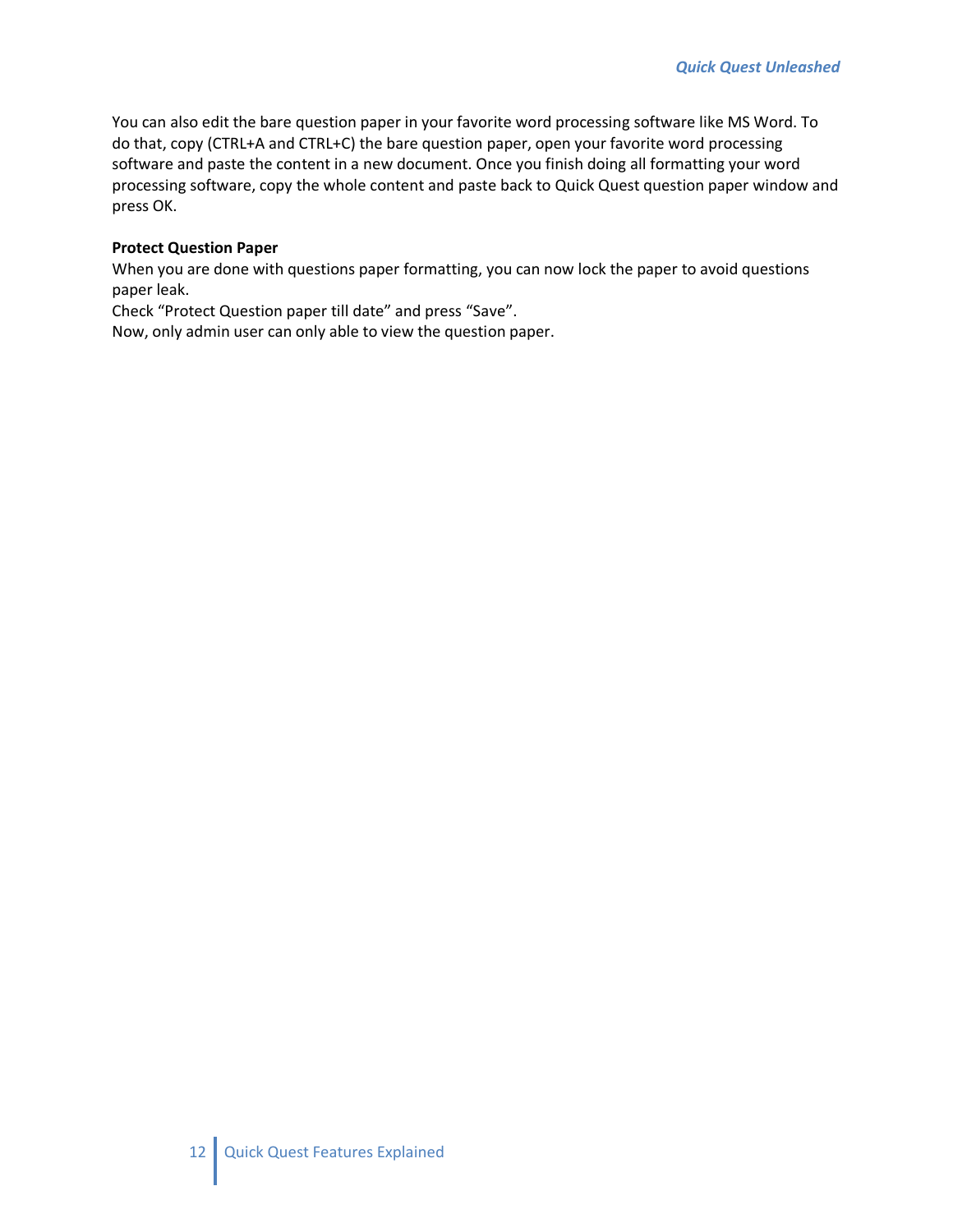You can also edit the bare question paper in your favorite word processing software like MS Word. To do that, copy (CTRL+A and CTRL+C) the bare question paper, open your favorite word processing software and paste the content in a new document. Once you finish doing all formatting your word processing software, copy the whole content and paste back to Quick Quest question paper window and press OK.

**Protect Question Paper**

When you are done with questions paper formatting, you can now lock the paper to avoid questions paper leak.

Check “Protect Question paper till date” and press “Save”.

Now, only admin user can only able to view the question paper.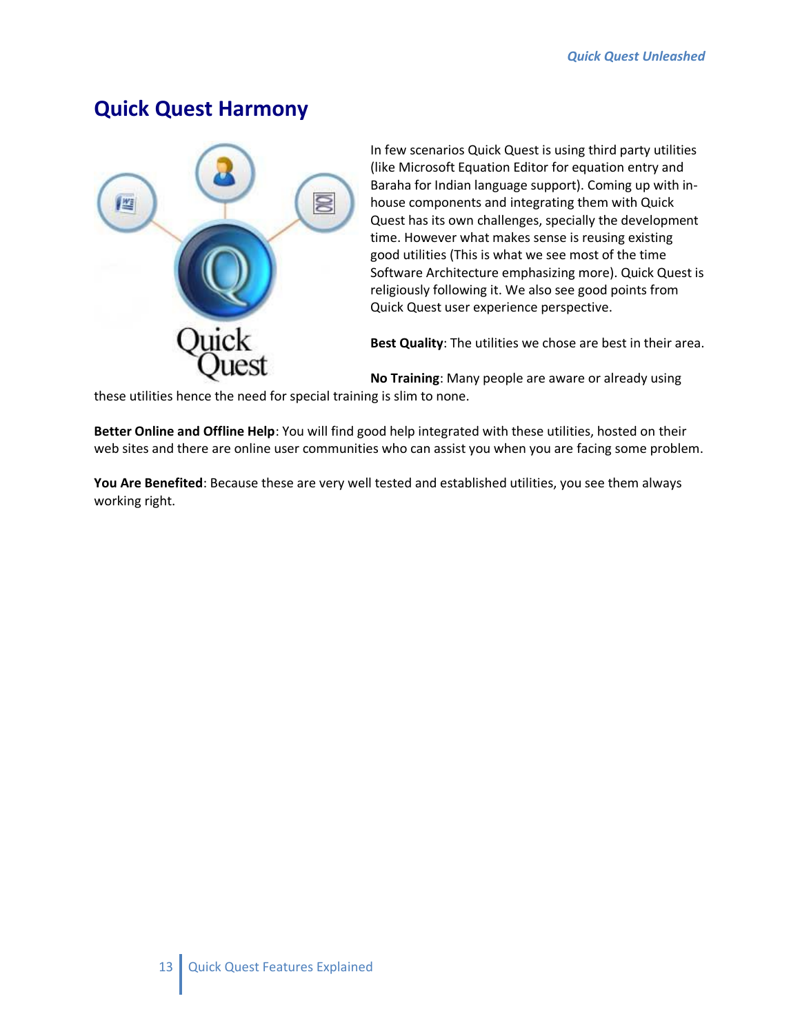## Quick Quest Harmony

In few scenarios Quick Quest is using third party utilities (like Microsoft Equation Editor for equation entry and Baraha for Indian language support). Coming up with in-house components and integrating them with Quick Quest has its own challenges, specially the development time. However what makes sense is reusing existing good utilities (This is what we see most of the time Software Architecture emphasizing more). Quick Quest is religiously following it. We also see good points from Quick Quest user experience perspective.

**Best Quality**: The utilities we chose are best in their area.

**No Training**: Many people are aware or already using these utilities hence the need for special training is slim to none.

**Better Online and Offline Help**: You will find good help integrated with these utilities, hosted on their web sites and there are online user communities who can assist you when you are facing some problem.

**You Are Benefited**: Because these are very well tested and established utilities, you see them always working right.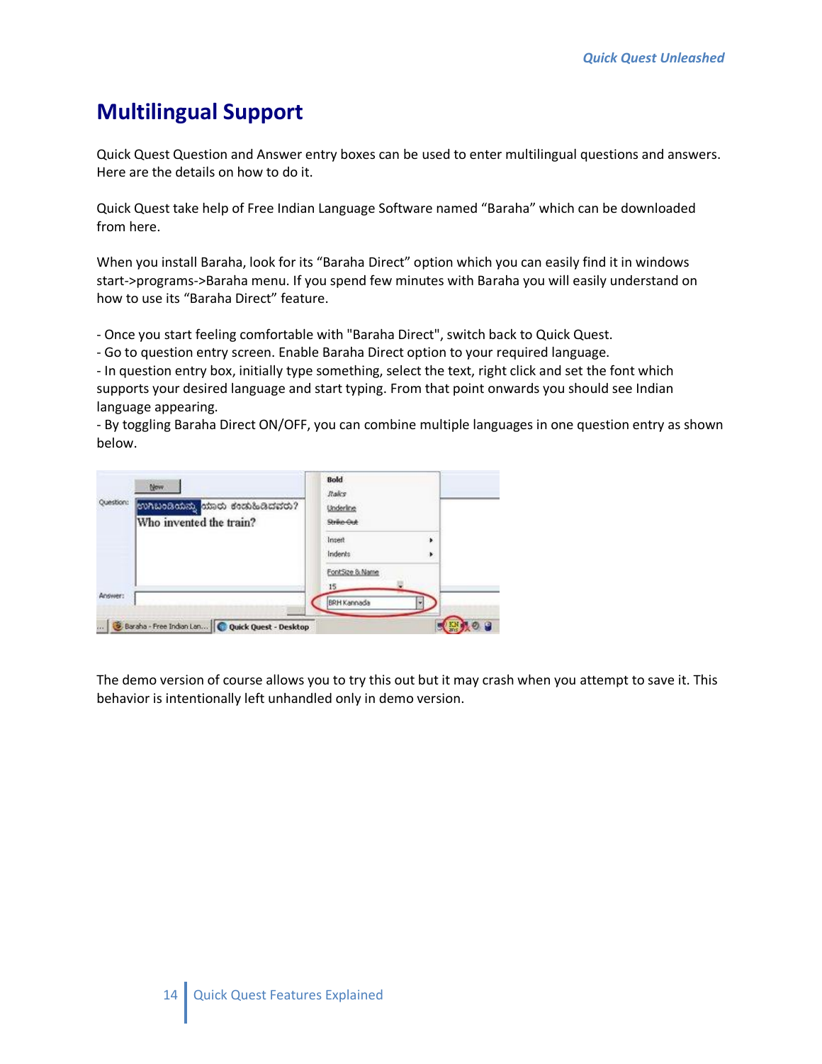# Multilingual Support

Quick Quest Question and Answer entry boxes can be used to enter multilingual questions and answers. Here are the details on how to do it.

Quick Quest take help of Free Indian Language Software named “Baraha” which can be downloaded from here.

When you install Baraha, look for its “Baraha Direct” option which you can easily find it in windows start->programs->Baraha menu. If you spend few minutes with Baraha you will easily understand on how to use its “Baraha Direct” feature.

- Once you start feeling comfortable with "Baraha Direct", switch back to Quick Quest.
- Go to question entry screen. Enable Baraha Direct option to your required language.
- In question entry box, initially type something, select the text, right click and set the font which supports your desired language and start typing. From that point onwards you should see Indian language appearing.
- By toggling Baraha Direct ON/OFF, you can combine multiple languages in one question entry as shown below.

The demo version of course allows you to try this out but it may crash when you attempt to save it. This behavior is intentionally left unhandled only in demo version.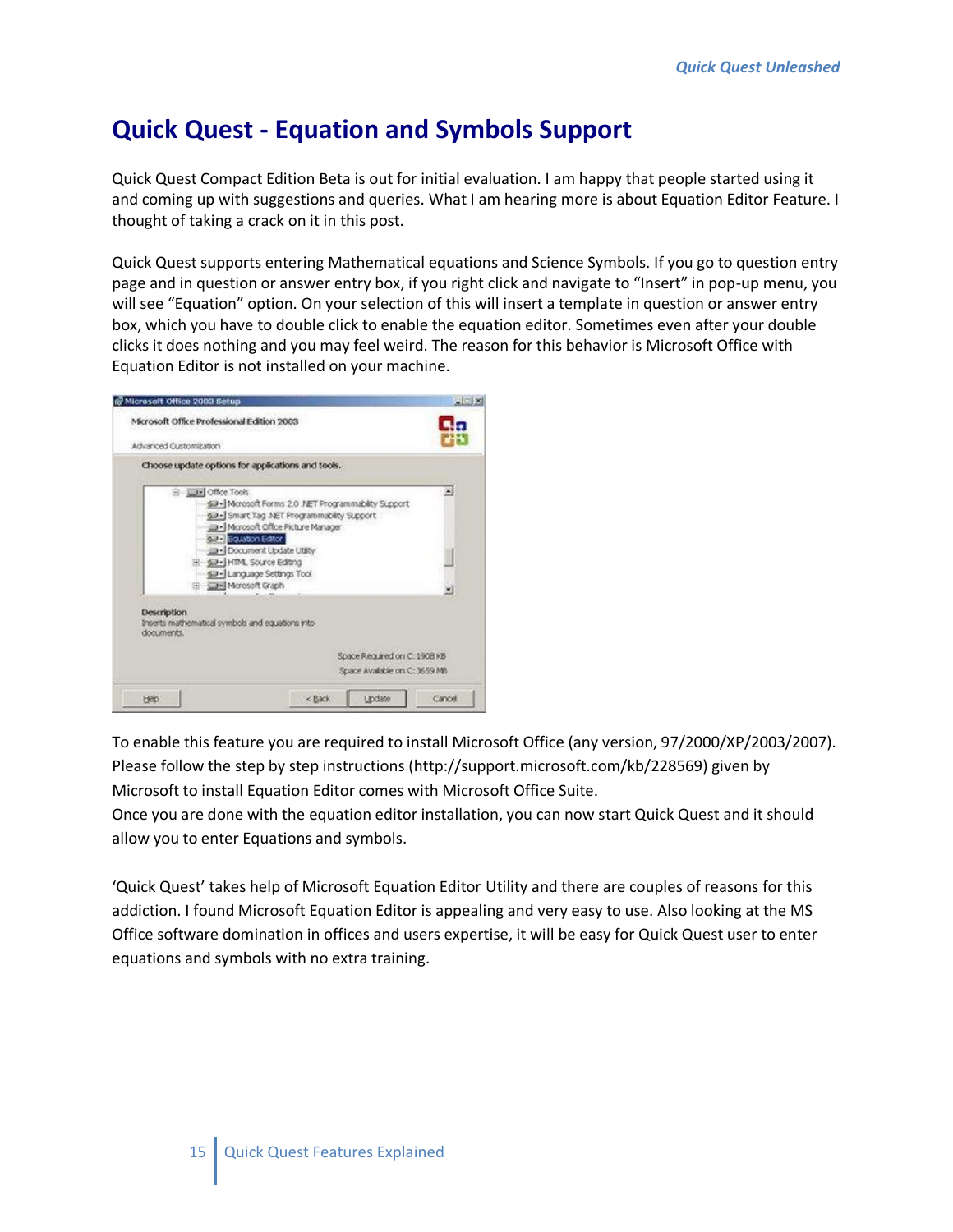# Quick Quest - Equation and Symbols Support

Quick Quest Compact Edition Beta is out for initial evaluation. I am happy that people started using it and coming up with suggestions and queries. What I am hearing more is about Equation Editor Feature. I thought of taking a crack on it in this post.

Quick Quest supports entering Mathematical equations and Science Symbols. If you go to question entry page and in question or answer entry box, if you right click and navigate to “Insert” in pop-up menu, you will see “Equation” option. On your selection of this will insert a template in question or answer entry box, which you have to double click to enable the equation editor. Sometimes even after your double clicks it does nothing and you may feel weird. The reason for this behavior is Microsoft Office with Equation Editor is not installed on your machine.

To enable this feature you are required to install Microsoft Office (any version, 97/2000/XP/2003/2007). Please follow the step by step instructions (http://support.microsoft.com/kb/228569) given by Microsoft to install Equation Editor comes with Microsoft Office Suite.
Once you are done with the equation editor installation, you can now start Quick Quest and it should allow you to enter Equations and symbols.

‘Quick Quest’ takes help of Microsoft Equation Editor Utility and there are couples of reasons for this addiction. I found Microsoft Equation Editor is appealing and very easy to use. Also looking at the MS Office software domination in offices and users expertise, it will be easy for Quick Quest user to enter equations and symbols with no extra training.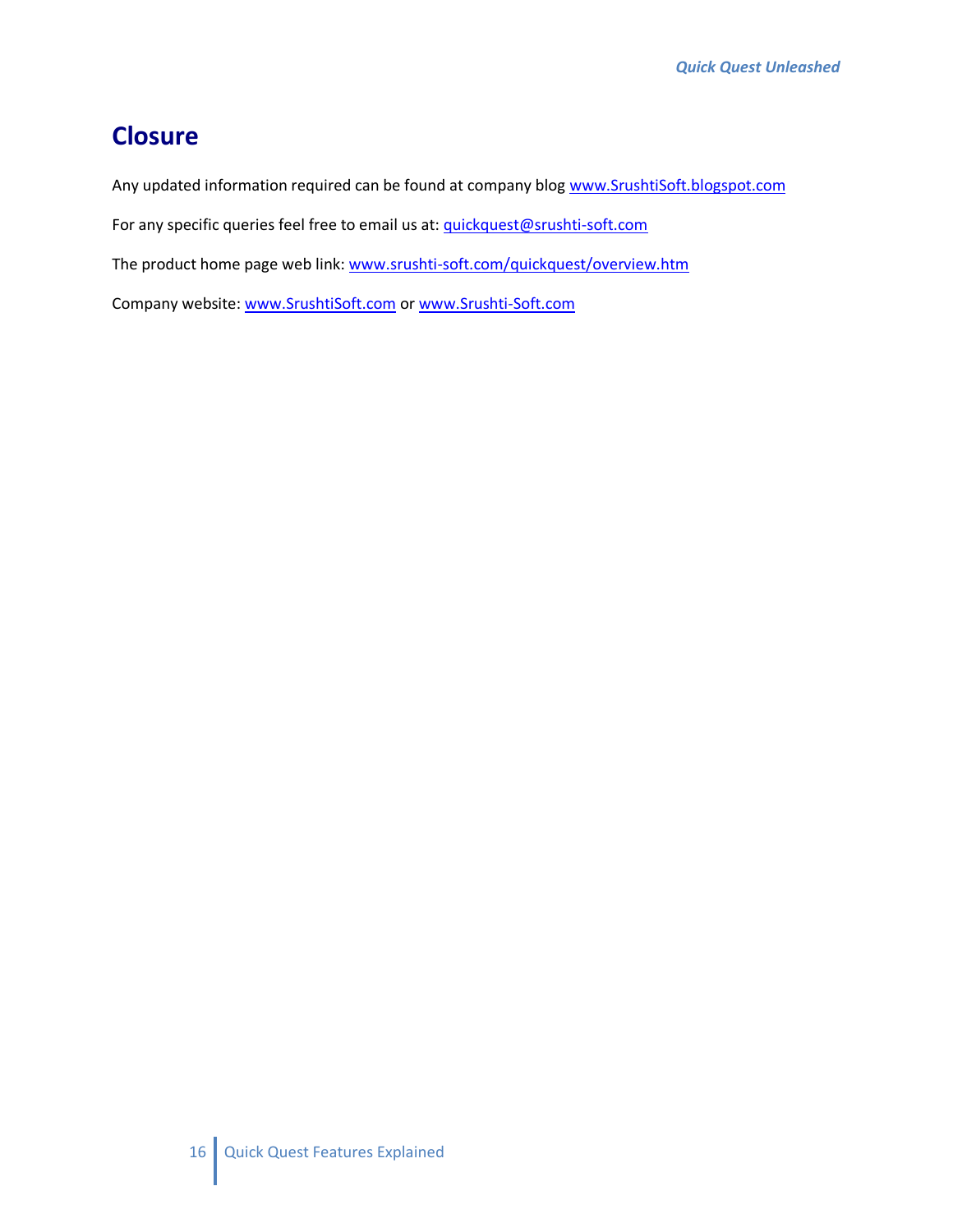# Closure

Any updated information required can be found at company blog www.SrushtiSoft.blogspot.com

For any specific queries feel free to email us at: quickquest@srushti-soft.com

The product home page web link: www.srushti-soft.com/quickquest/overview.htm

Company website: www.SrushtiSoft.com or www.Srushti-Soft.com